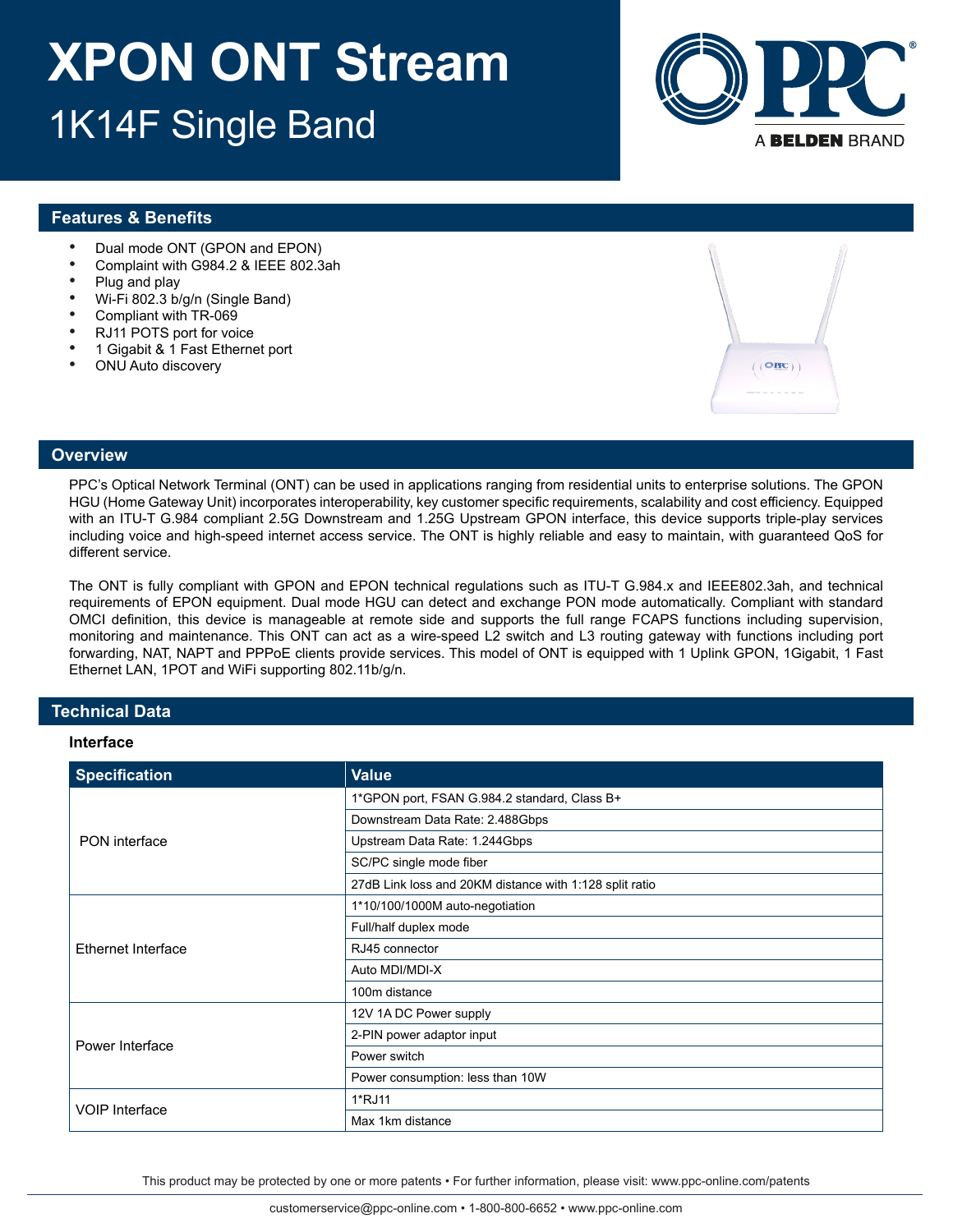# XPON ONT Stream

## 1K14F Single Band

## Features & Benefits

- Dual mode ONT (GPON and EPON)
- Complaint with G984.2 & IEEE 802.3ah
- Plug and play
- Wi-Fi 802.3 b/g/n (Single Band)
- Compliant with TR-069
- RJ11 POTS port for voice
- 1 Gigabit & 1 Fast Ethernet port
- ONU Auto discovery

## Overview

PPC's Optical Network Terminal (ONT) can be used in applications ranging from residential units to enterprise solutions. The GPON HGU (Home Gateway Unit) incorporates interoperability, key customer specific requirements, scalability and cost efficiency. Equipped with an ITU-T G.984 compliant 2.5G Downstream and 1.25G Upstream GPON interface, this device supports triple-play services including voice and high-speed internet access service. The ONT is highly reliable and easy to maintain, with guaranteed QoS for different service.

The ONT is fully compliant with GPON and EPON technical regulations such as ITU-T G.984.x and IEEE802.3ah, and technical requirements of EPON equipment. Dual mode HGU can detect and exchange PON mode automatically. Compliant with standard OMCI definition, this device is manageable at remote side and supports the full range FCAPS functions including supervision, monitoring and maintenance. This ONT can act as a wire-speed L2 switch and L3 routing gateway with functions including port forwarding, NAT, NAPT and PPPoE clients provide services. This model of ONT is equipped with 1 Uplink GPON, 1Gigabit, 1 Fast Ethernet LAN, 1POT and WiFi supporting 802.11b/g/n.

## Technical Data

### Interface

| Specification | Value |
|---|---|
| PON interface | 1*GPON port, FSAN G.984.2 standard, Class B+ |
| | Downstream Data Rate: 2.488Gbps |
| | Upstream Data Rate: 1.244Gbps |
| | SC/PC single mode fiber |
| | 27dB Link loss and 20KM distance with 1:128 split ratio |
| Ethernet Interface | 1*10/100/1000M auto-negotiation |
| | Full/half duplex mode |
| | RJ45 connector |
| | Auto MDI/MDI-X |
| | 100m distance |
| Power Interface | 12V 1A DC Power supply |
| | 2-PIN power adaptor input |
| | Power switch |
| | Power consumption: less than 10W |
| VOIP Interface | 1*RJ11 |
| | Max 1km distance |

This product may be protected by one or more patents • For further information, please visit: www.ppc-online.com/patents

customerservice@ppc-online.com • 1-800-800-6652 • www.ppc-online.com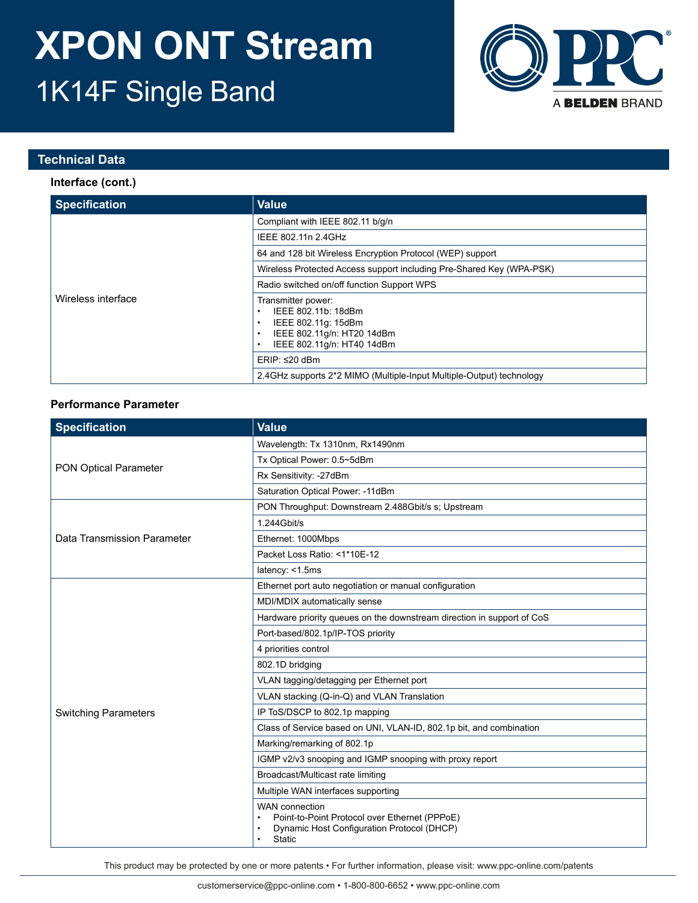# XPON ONT Stream

## 1K14F Single Band

## Technical Data

### Interface (cont.)

| Specification | Value |
|---|---|
| Wireless interface | Compliant with IEEE 802.11 b/g/n |
| | IEEE 802.11n 2.4GHz |
| | 64 and 128 bit Wireless Encryption Protocol (WEP) support |
| | Wireless Protected Access support including Pre-Shared Key (WPA-PSK) |
| | Radio switched on/off function Support WPS |
| | Transmitter power:<br>• IEEE 802.11b: 18dBm<br>• IEEE 802.11g: 15dBm<br>• IEEE 802.11g/n: HT20 14dBm<br>• IEEE 802.11g/n: HT40 14dBm |
| | ERIP: ≤20 dBm |
| | 2.4GHz supports 2*2 MIMO (Multiple-Input Multiple-Output) technology |

### Performance Parameter

| Specification | Value |
|---|---|
| PON Optical Parameter | Wavelength: Tx 1310nm, Rx1490nm |
| | Tx Optical Power: 0.5~5dBm |
| | Rx Sensitivity: -27dBm |
| | Saturation Optical Power: -11dBm |
| Data Transmission Parameter | PON Throughput: Downstream 2.488Gbit/s s; Upstream |
| | 1.244Gbit/s |
| | Ethernet: 1000Mbps |
| | Packet Loss Ratio: <1*10E-12 |
| | latency: <1.5ms |
| Switching Parameters | Ethernet port auto negotiation or manual configuration |
| | MDI/MDIX automatically sense |
| | Hardware priority queues on the downstream direction in support of CoS |
| | Port-based/802.1p/IP-TOS priority |
| | 4 priorities control |
| | 802.1D bridging |
| | VLAN tagging/detagging per Ethernet port |
| | VLAN stacking (Q-in-Q) and VLAN Translation |
| | IP ToS/DSCP to 802.1p mapping |
| | Class of Service based on UNI, VLAN-ID, 802.1p bit, and combination |
| | Marking/remarking of 802.1p |
| | IGMP v2/v3 snooping and IGMP snooping with proxy report |
| | Broadcast/Multicast rate limiting |
| | Multiple WAN interfaces supporting |
| | WAN connection<br>• Point-to-Point Protocol over Ethernet (PPPoE)<br>• Dynamic Host Configuration Protocol (DHCP)<br>• Static |

This product may be protected by one or more patents • For further information, please visit: www.ppc-online.com/patents

customerservice@ppc-online.com • 1-800-800-6652 • www.ppc-online.com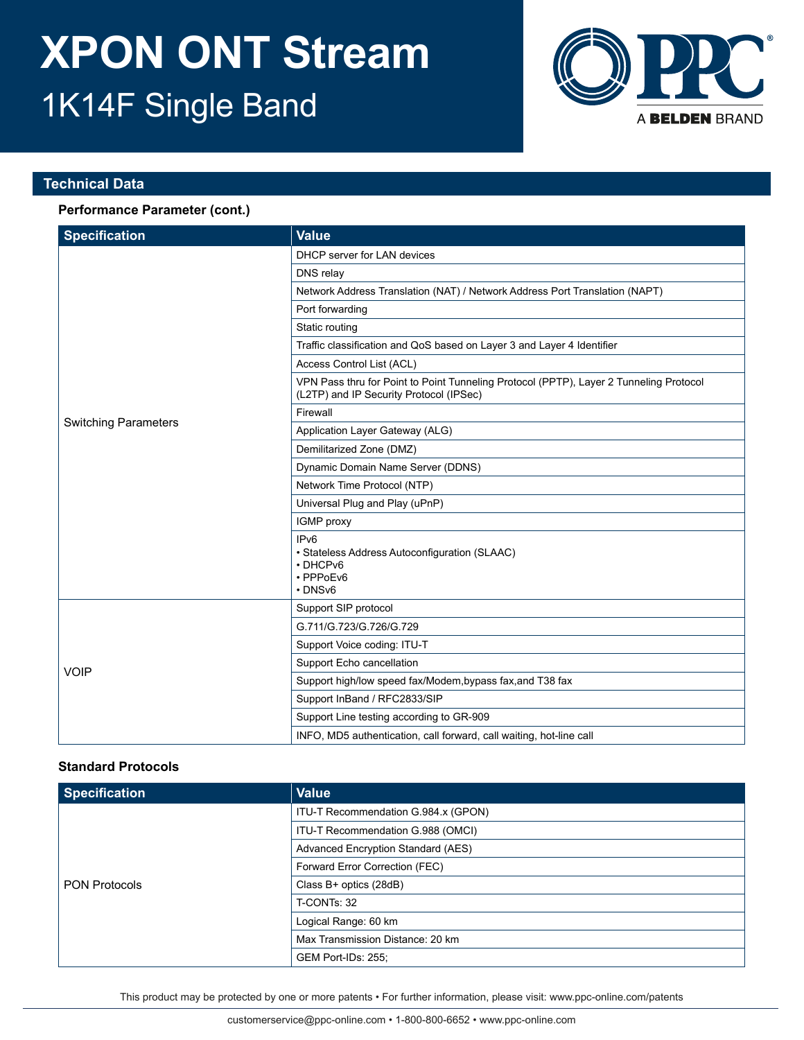# XPON ONT Stream

## 1K14F Single Band

## Technical Data

### Performance Parameter (cont.)

| Specification | Value |
|---|---|
| Switching Parameters | DHCP server for LAN devices |
| | DNS relay |
| | Network Address Translation (NAT) / Network Address Port Translation (NAPT) |
| | Port forwarding |
| | Static routing |
| | Traffic classification and QoS based on Layer 3 and Layer 4 Identifier |
| | Access Control List (ACL) |
| | VPN Pass thru for Point to Point Tunneling Protocol (PPTP), Layer 2 Tunneling Protocol (L2TP) and IP Security Protocol (IPSec) |
| | Firewall |
| | Application Layer Gateway (ALG) |
| | Demilitarized Zone (DMZ) |
| | Dynamic Domain Name Server (DDNS) |
| | Network Time Protocol (NTP) |
| | Universal Plug and Play (uPnP) |
| | IGMP proxy |
| | IPv6<br>• Stateless Address Autoconfiguration (SLAAC)<br>• DHCPv6<br>• PPPoEv6<br>• DNSv6 |
| VOIP | Support SIP protocol |
| | G.711/G.723/G.726/G.729 |
| | Support Voice coding: ITU-T |
| | Support Echo cancellation |
| | Support high/low speed fax/Modem,bypass fax,and T38 fax |
| | Support InBand / RFC2833/SIP |
| | Support Line testing according to GR-909 |
| | INFO, MD5 authentication, call forward, call waiting, hot-line call |

### Standard Protocols

| Specification | Value |
|---|---|
| PON Protocols | ITU-T Recommendation G.984.x (GPON) |
| | ITU-T Recommendation G.988 (OMCI) |
| | Advanced Encryption Standard (AES) |
| | Forward Error Correction (FEC) |
| | Class B+ optics (28dB) |
| | T-CONTs: 32 |
| | Logical Range: 60 km |
| | Max Transmission Distance: 20 km |
| | GEM Port-IDs: 255; |

This product may be protected by one or more patents • For further information, please visit: www.ppc-online.com/patents

customerservice@ppc-online.com • 1-800-800-6652 • www.ppc-online.com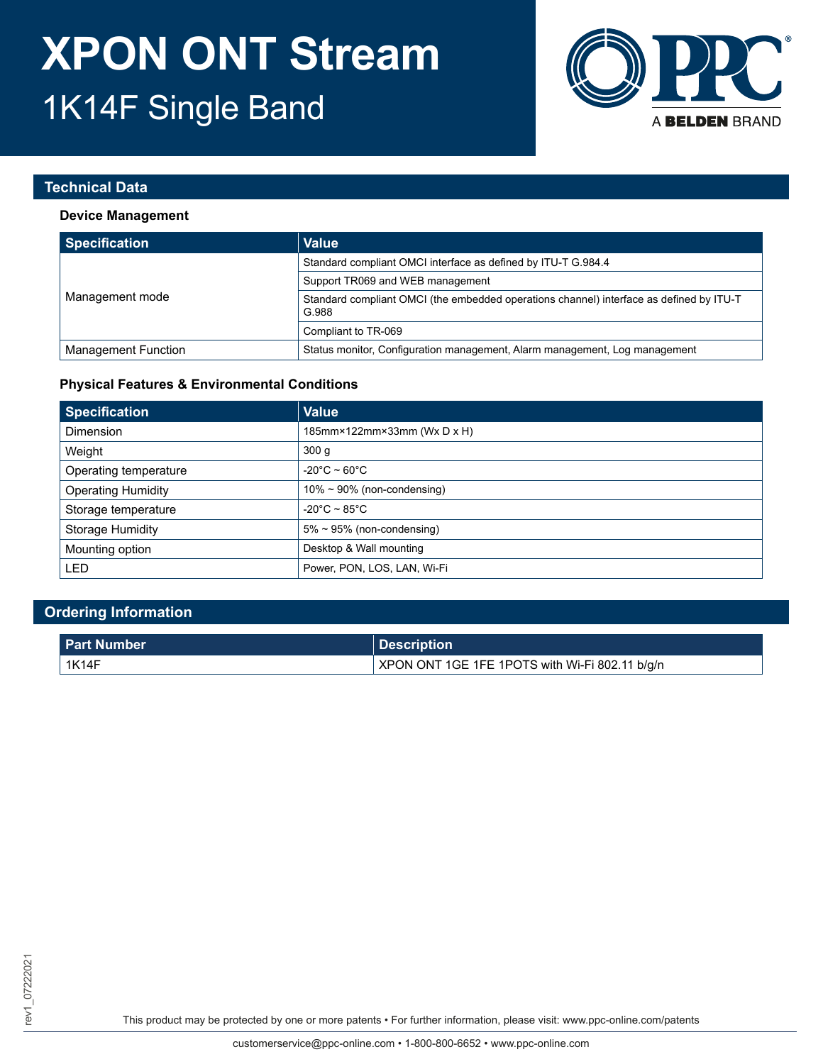# XPON ONT Stream

## 1K14F Single Band

## Technical Data

### Device Management

| Specification | Value |
|---|---|
| Management mode | Standard compliant OMCI interface as defined by ITU-T G.984.4 |
| | Support TR069 and WEB management |
| | Standard compliant OMCI (the embedded operations channel) interface as defined by ITU-T G.988 |
| | Compliant to TR-069 |
| Management Function | Status monitor, Configuration management, Alarm management, Log management |

### Physical Features & Environmental Conditions

| Specification | Value |
|---|---|
| Dimension | 185mm×122mm×33mm (Wx D x H) |
| Weight | 300 g |
| Operating temperature | -20°C ~ 60°C |
| Operating Humidity | 10% ~ 90% (non-condensing) |
| Storage temperature | -20°C ~ 85°C |
| Storage Humidity | 5% ~ 95% (non-condensing) |
| Mounting option | Desktop & Wall mounting |
| LED | Power, PON, LOS, LAN, Wi-Fi |

## Ordering Information

| Part Number | Description |
|---|---|
| 1K14F | XPON ONT 1GE 1FE 1POTS with Wi-Fi 802.11 b/g/n |

rev1_07222021

This product may be protected by one or more patents • For further information, please visit: www.ppc-online.com/patents

customerservice@ppc-online.com • 1-800-800-6652 • www.ppc-online.com